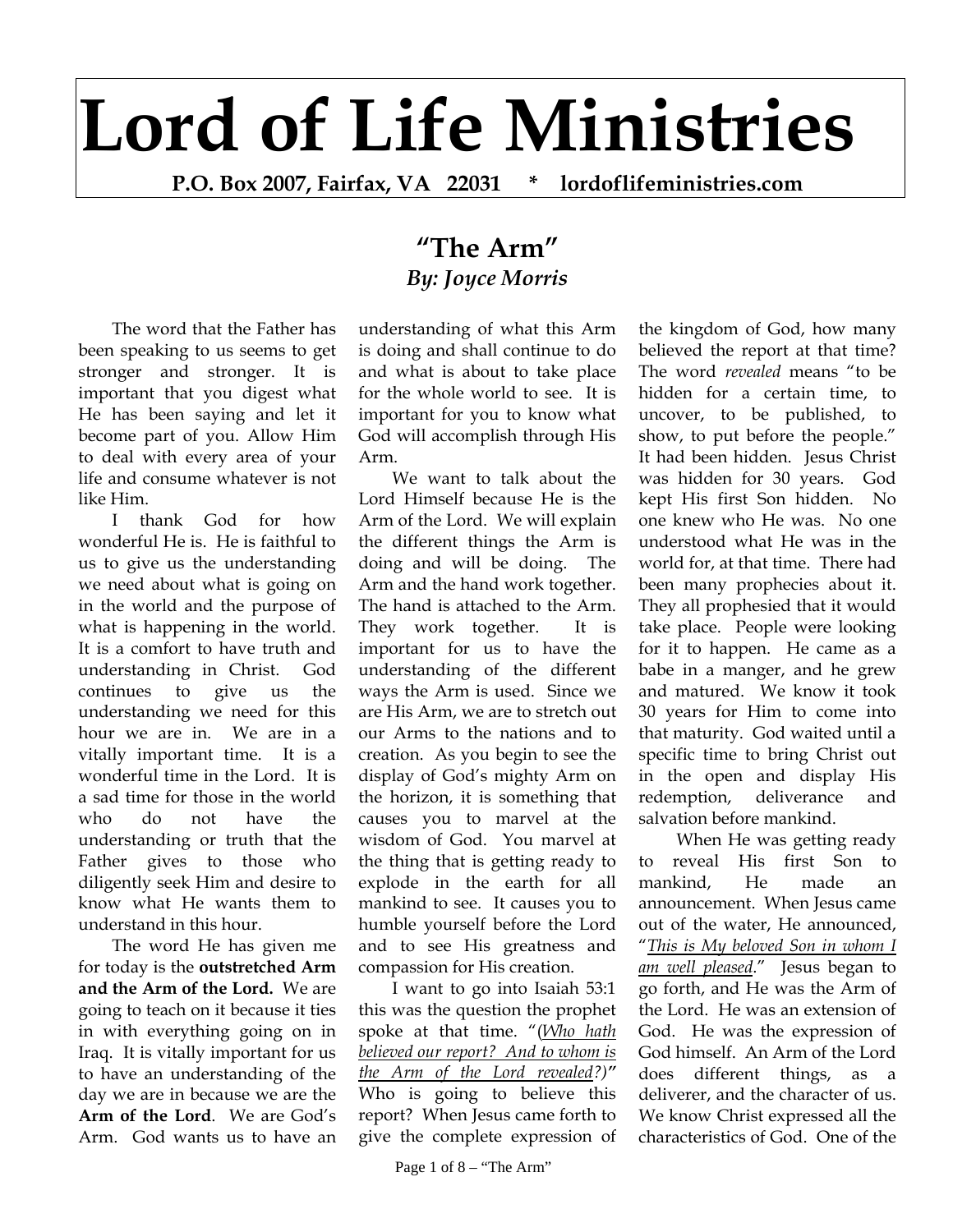# Lord of Life Ministries

**P.O. Box 2007, Fairfax, VA 22031 * lordoflifeministries.com**

## "The Arm"

***By: Joyce Morris***

The word that the Father has been speaking to us seems to get stronger and stronger. It is important that you digest what He has been saying and let it become part of you. Allow Him to deal with every area of your life and consume whatever is not like Him.

I thank God for how wonderful He is. He is faithful to us to give us the understanding we need about what is going on in the world and the purpose of what is happening in the world. It is a comfort to have truth and understanding in Christ. God continues to give us the understanding we need for this hour we are in. We are in a vitally important time. It is a wonderful time in the Lord. It is a sad time for those in the world who do not have the understanding or truth that the Father gives to those who diligently seek Him and desire to know what He wants them to understand in this hour.

The word He has given me for today is the **outstretched Arm and the Arm of the Lord.** We are going to teach on it because it ties in with everything going on in Iraq. It is vitally important for us to have an understanding of the day we are in because we are the **Arm of the Lord**. We are God's Arm. God wants us to have an understanding of what this Arm is doing and shall continue to do and what is about to take place for the whole world to see. It is important for you to know what God will accomplish through His Arm.

We want to talk about the Lord Himself because He is the Arm of the Lord. We will explain the different things the Arm is doing and will be doing. The Arm and the hand work together. The hand is attached to the Arm. They work together. It is important for us to have the understanding of the different ways the Arm is used. Since we are His Arm, we are to stretch out our Arms to the nations and to creation. As you begin to see the display of God's mighty Arm on the horizon, it is something that causes you to marvel at the wisdom of God. You marvel at the thing that is getting ready to explode in the earth for all mankind to see. It causes you to humble yourself before the Lord and to see His greatness and compassion for His creation.

I want to go into Isaiah 53:1 this was the question the prophet spoke at that time. "(*Who hath believed our report? And to whom is the Arm of the Lord revealed?*)" Who is going to believe this report? When Jesus came forth to give the complete expression of the kingdom of God, how many believed the report at that time? The word *revealed* means "to be hidden for a certain time, to uncover, to be published, to show, to put before the people." It had been hidden. Jesus Christ was hidden for 30 years. God kept His first Son hidden. No one knew who He was. No one understood what He was in the world for, at that time. There had been many prophecies about it. They all prophesied that it would take place. People were looking for it to happen. He came as a babe in a manger, and he grew and matured. We know it took 30 years for Him to come into that maturity. God waited until a specific time to bring Christ out in the open and display His redemption, deliverance and salvation before mankind.

When He was getting ready to reveal His first Son to mankind, He made an announcement. When Jesus came out of the water, He announced, "*This is My beloved Son in whom I am well pleased*." Jesus began to go forth, and He was the Arm of the Lord. He was an extension of God. He was the expression of God himself. An Arm of the Lord does different things, as a deliverer, and the character of us. We know Christ expressed all the characteristics of God. One of the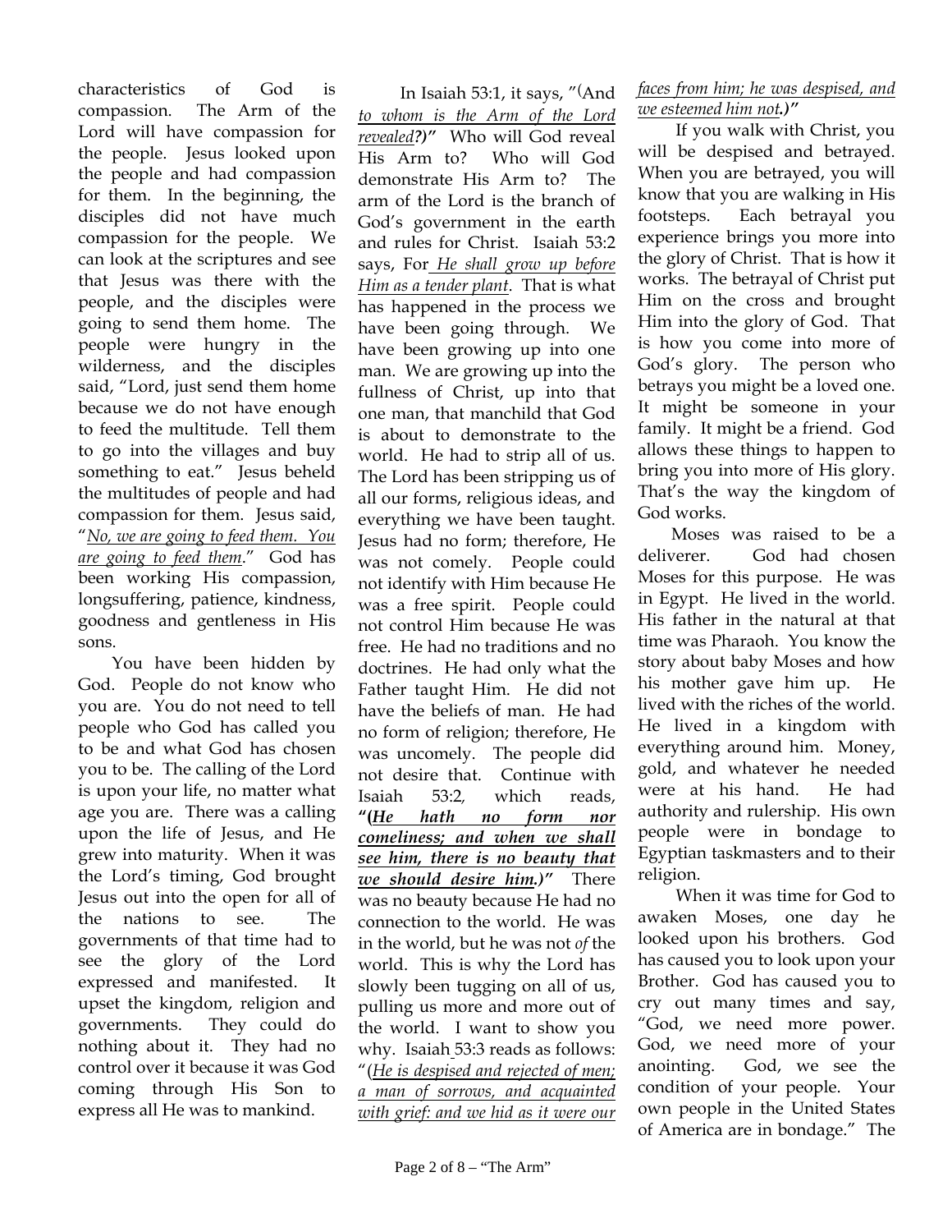characteristics of God is compassion. The Arm of the Lord will have compassion for the people. Jesus looked upon the people and had compassion for them. In the beginning, the disciples did not have much compassion for the people. We can look at the scriptures and see that Jesus was there with the people, and the disciples were going to send them home. The people were hungry in the wilderness, and the disciples said, "Lord, just send them home because we do not have enough to feed the multitude. Tell them to go into the villages and buy something to eat." Jesus beheld the multitudes of people and had compassion for them. Jesus said, "*No, we are going to feed them. You are going to feed them*." God has been working His compassion, longsuffering, patience, kindness, goodness and gentleness in His sons.

You have been hidden by God. People do not know who you are. You do not need to tell people who God has called you to be and what God has chosen you to be. The calling of the Lord is upon your life, no matter what age you are. There was a calling upon the life of Jesus, and He grew into maturity. When it was the Lord's timing, God brought Jesus out into the open for all of the nations to see. The governments of that time had to see the glory of the Lord expressed and manifested. It upset the kingdom, religion and governments. They could do nothing about it. They had no control over it because it was God coming through His Son to express all He was to mankind.

In Isaiah 53:1, it says, "(And *to whom is the Arm of the Lord revealed***?)"** Who will God reveal His Arm to? Who will God demonstrate His Arm to? The arm of the Lord is the branch of God's government in the earth and rules for Christ. Isaiah 53:2 says, For *He shall grow up before Him as a tender plant*. That is what has happened in the process we have been going through. We have been growing up into one man. We are growing up into the fullness of Christ, up into that one man, that manchild that God is about to demonstrate to the world. He had to strip all of us. The Lord has been stripping us of all our forms, religious ideas, and everything we have been taught. Jesus had no form; therefore, He was not comely. People could not identify with Him because He was a free spirit. People could not control Him because He was free. He had no traditions and no doctrines. He had only what the Father taught Him. He did not have the beliefs of man. He had no form of religion; therefore, He was uncomely. The people did not desire that. Continue with Isaiah 53:2, which reads, **"(*He hath no form nor comeliness; and when we shall see him, there is no beauty that we should desire him.*)"** There was no beauty because He had no connection to the world. He was in the world, but he was not *of* the world. This is why the Lord has slowly been tugging on all of us, pulling us more and more out of the world. I want to show you why. Isaiah 53:3 reads as follows: "(*He is despised and rejected of men; a man of sorrows, and acquainted with grief: and we hid as it were our faces from him; he was despised, and we esteemed him not*.)"

If you walk with Christ, you will be despised and betrayed. When you are betrayed, you will know that you are walking in His footsteps. Each betrayal you experience brings you more into the glory of Christ. That is how it works. The betrayal of Christ put Him on the cross and brought Him into the glory of God. That is how you come into more of God's glory. The person who betrays you might be a loved one. It might be someone in your family. It might be a friend. God allows these things to happen to bring you into more of His glory. That's the way the kingdom of God works.

Moses was raised to be a deliverer. God had chosen Moses for this purpose. He was in Egypt. He lived in the world. His father in the natural at that time was Pharaoh. You know the story about baby Moses and how his mother gave him up. He lived with the riches of the world. He lived in a kingdom with everything around him. Money, gold, and whatever he needed were at his hand. He had authority and rulership. His own people were in bondage to Egyptian taskmasters and to their religion.

When it was time for God to awaken Moses, one day he looked upon his brothers. God has caused you to look upon your Brother. God has caused you to cry out many times and say, "God, we need more power. God, we need more of your anointing. God, we see the condition of your people. Your own people in the United States of America are in bondage." The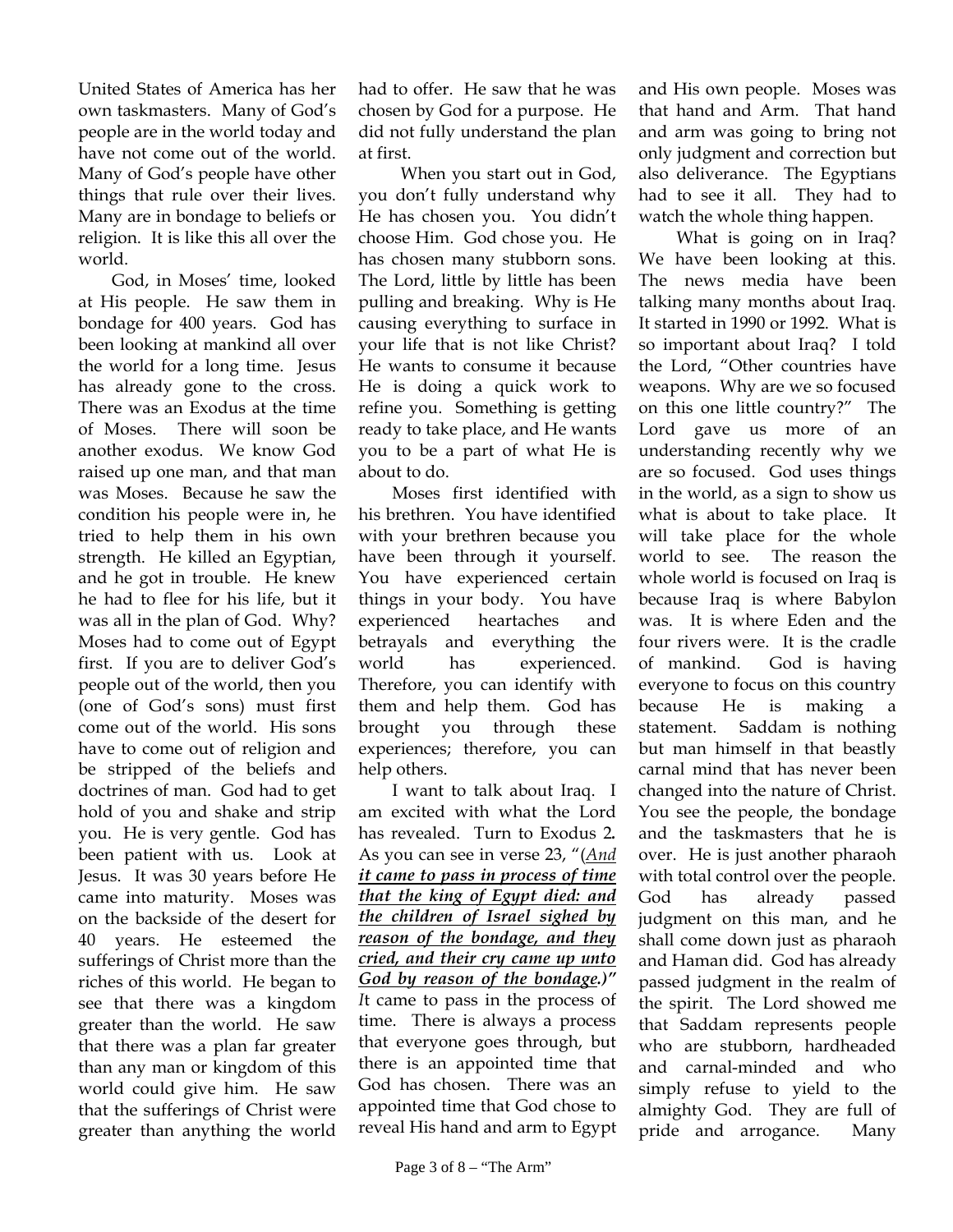United States of America has her own taskmasters. Many of God's people are in the world today and have not come out of the world. Many of God's people have other things that rule over their lives. Many are in bondage to beliefs or religion. It is like this all over the world.

God, in Moses' time, looked at His people. He saw them in bondage for 400 years. God has been looking at mankind all over the world for a long time. Jesus has already gone to the cross. There was an Exodus at the time of Moses. There will soon be another exodus. We know God raised up one man, and that man was Moses. Because he saw the condition his people were in, he tried to help them in his own strength. He killed an Egyptian, and he got in trouble. He knew he had to flee for his life, but it was all in the plan of God. Why? Moses had to come out of Egypt first. If you are to deliver God's people out of the world, then you (one of God's sons) must first come out of the world. His sons have to come out of religion and be stripped of the beliefs and doctrines of man. God had to get hold of you and shake and strip you. He is very gentle. God has been patient with us. Look at Jesus. It was 30 years before He came into maturity. Moses was on the backside of the desert for 40 years. He esteemed the sufferings of Christ more than the riches of this world. He began to see that there was a kingdom greater than the world. He saw that there was a plan far greater than any man or kingdom of this world could give him. He saw that the sufferings of Christ were greater than anything the world had to offer. He saw that he was chosen by God for a purpose. He did not fully understand the plan at first.

When you start out in God, you don't fully understand why He has chosen you. You didn't choose Him. God chose you. He has chosen many stubborn sons. The Lord, little by little has been pulling and breaking. Why is He causing everything to surface in your life that is not like Christ? He wants to consume it because He is doing a quick work to refine you. Something is getting ready to take place, and He wants you to be a part of what He is about to do.

Moses first identified with his brethren. You have identified with your brethren because you have been through it yourself. You have experienced certain things in your body. You have experienced heartaches and betrayals and everything the world has experienced. Therefore, you can identify with them and help them. God has brought you through these experiences; therefore, you can help others.

I want to talk about Iraq. I am excited with what the Lord has revealed. Turn to Exodus 2**.** As you can see in verse 23, "(*And* ***it came to pass in process of time that the king of Egypt died: and the children of Israel sighed by reason of the bondage, and they cried, and their cry came up unto God by reason of the bondage.)"*** *I*t came to pass in the process of time. There is always a process that everyone goes through, but there is an appointed time that God has chosen. There was an appointed time that God chose to reveal His hand and arm to Egypt and His own people. Moses was that hand and Arm. That hand and arm was going to bring not only judgment and correction but also deliverance. The Egyptians had to see it all. They had to watch the whole thing happen.

What is going on in Iraq? We have been looking at this. The news media have been talking many months about Iraq. It started in 1990 or 1992. What is so important about Iraq? I told the Lord, "Other countries have weapons. Why are we so focused on this one little country?" The Lord gave us more of an understanding recently why we are so focused. God uses things in the world, as a sign to show us what is about to take place. It will take place for the whole world to see. The reason the whole world is focused on Iraq is because Iraq is where Babylon was. It is where Eden and the four rivers were. It is the cradle of mankind. God is having everyone to focus on this country because He is making a statement. Saddam is nothing but man himself in that beastly carnal mind that has never been changed into the nature of Christ. You see the people, the bondage and the taskmasters that he is over. He is just another pharaoh with total control over the people. God has already passed judgment on this man, and he shall come down just as pharaoh and Haman did. God has already passed judgment in the realm of the spirit. The Lord showed me that Saddam represents people who are stubborn, hardheaded and carnal-minded and who simply refuse to yield to the almighty God. They are full of pride and arrogance. Many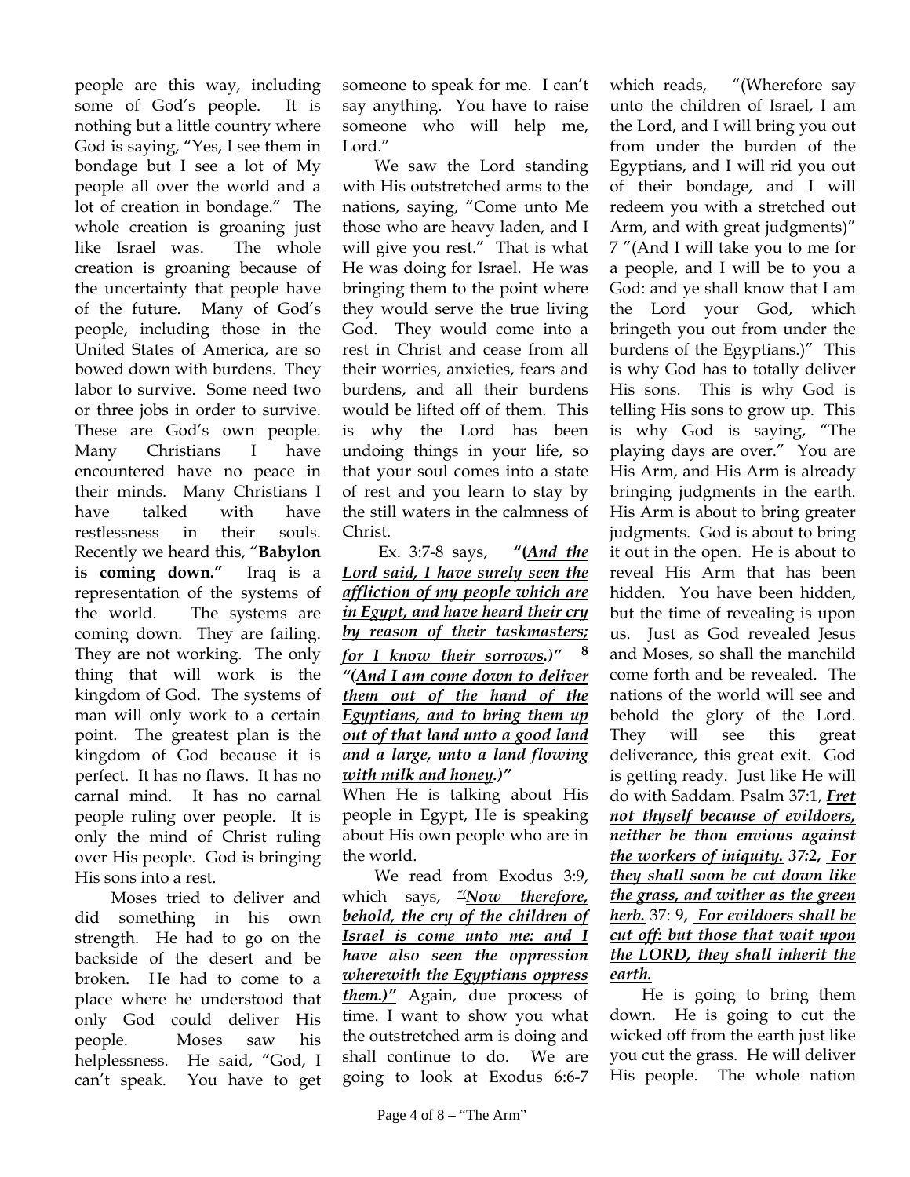people are this way, including some of God's people. It is nothing but a little country where God is saying, "Yes, I see them in bondage but I see a lot of My people all over the world and a lot of creation in bondage." The whole creation is groaning just like Israel was. The whole creation is groaning because of the uncertainty that people have of the future. Many of God's people, including those in the United States of America, are so bowed down with burdens. They labor to survive. Some need two or three jobs in order to survive. These are God's own people. Many Christians I have encountered have no peace in their minds. Many Christians I have talked with have restlessness in their souls. Recently we heard this, "**Babylon is coming down."** Iraq is a representation of the systems of the world. The systems are coming down. They are failing. They are not working. The only thing that will work is the kingdom of God. The systems of man will only work to a certain point. The greatest plan is the kingdom of God because it is perfect. It has no flaws. It has no carnal mind. It has no carnal people ruling over people. It is only the mind of Christ ruling over His people. God is bringing His sons into a rest.

Moses tried to deliver and did something in his own strength. He had to go on the backside of the desert and be broken. He had to come to a place where he understood that only God could deliver His people. Moses saw his helplessness. He said, "God, I can't speak. You have to get someone to speak for me. I can't say anything. You have to raise someone who will help me, Lord."

We saw the Lord standing with His outstretched arms to the nations, saying, "Come unto Me those who are heavy laden, and I will give you rest." That is what He was doing for Israel. He was bringing them to the point where they would serve the true living God. They would come into a rest in Christ and cease from all their worries, anxieties, fears and burdens, and all their burdens would be lifted off of them. This is why the Lord has been undoing things in your life, so that your soul comes into a state of rest and you learn to stay by the still waters in the calmness of Christ.

Ex. 3:7-8 says, **"(*<u>And the Lord said, I have surely seen the affliction of my people which are in Egypt, and have heard their cry by reason of their taskmasters; for I know their sorrows</u>.)"* 8 *"(<u>And I am come down to deliver them out of the hand of the Egyptians, and to bring them up out of that land unto a good land and a large, unto a land flowing with milk and honey</u>.)"***

When He is talking about His people in Egypt, He is speaking about His own people who are in the world.

We read from Exodus 3:9, which says, ***"(<u>Now therefore, behold, the cry of the children of Israel is come unto me: and I have also seen the oppression wherewith the Egyptians oppress them</u>.)"*** Again, due process of time. I want to show you what the outstretched arm is doing and shall continue to do. We are going to look at Exodus 6:6-7 which reads, "(Wherefore say unto the children of Israel, I am the Lord, and I will bring you out from under the burden of the Egyptians, and I will rid you out of their bondage, and I will redeem you with a stretched out Arm, and with great judgments)" 7 "(And I will take you to me for a people, and I will be to you a God: and ye shall know that I am the Lord your God, which bringeth you out from under the burdens of the Egyptians.)" This is why God has to totally deliver His sons. This is why God is telling His sons to grow up. This is why God is saying, "The playing days are over." You are His Arm, and His Arm is already bringing judgments in the earth. His Arm is about to bring greater judgments. God is about to bring it out in the open. He is about to reveal His Arm that has been hidden. You have been hidden, but the time of revealing is upon us. Just as God revealed Jesus and Moses, so shall the manchild come forth and be revealed. The nations of the world will see and behold the glory of the Lord. They will see this great deliverance, this great exit. God is getting ready. Just like He will do with Saddam. Psalm 37:1, ***<u>Fret not thyself because of evildoers, neither be thou envious against the workers of iniquity.</u> 37:2, <u>For they shall soon be cut down like the grass, and wither as the green herb.</u>*** 37: 9, ***<u>For evildoers shall be cut off: but those that wait upon the LORD, they shall inherit the earth.</u>***

He is going to bring them down. He is going to cut the wicked off from the earth just like you cut the grass. He will deliver His people. The whole nation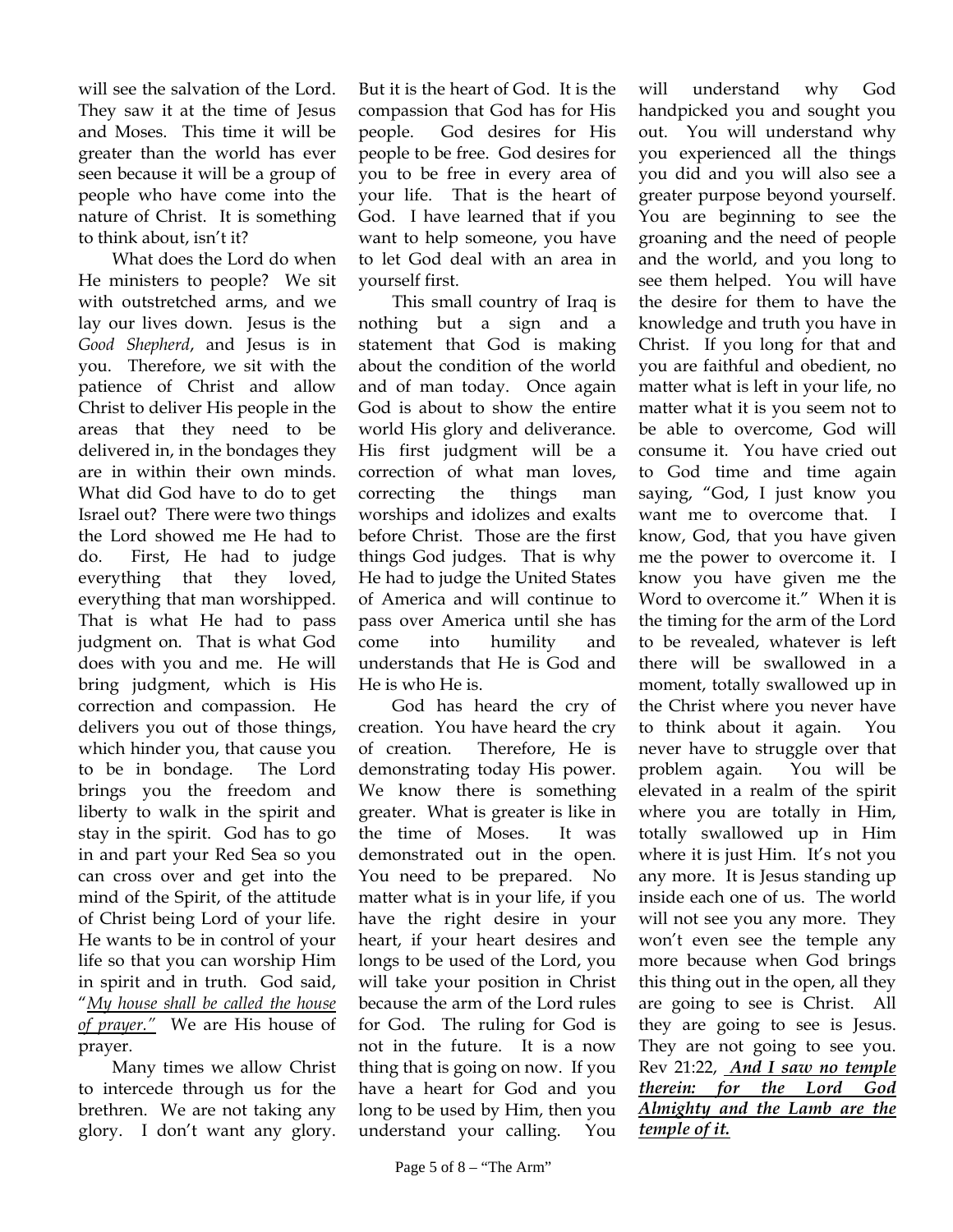will see the salvation of the Lord. They saw it at the time of Jesus and Moses. This time it will be greater than the world has ever seen because it will be a group of people who have come into the nature of Christ. It is something to think about, isn't it?

What does the Lord do when He ministers to people? We sit with outstretched arms, and we lay our lives down. Jesus is the *Good Shepherd*, and Jesus is in you. Therefore, we sit with the patience of Christ and allow Christ to deliver His people in the areas that they need to be delivered in, in the bondages they are in within their own minds. What did God have to do to get Israel out? There were two things the Lord showed me He had to do. First, He had to judge everything that they loved, everything that man worshipped. That is what He had to pass judgment on. That is what God does with you and me. He will bring judgment, which is His correction and compassion. He delivers you out of those things, which hinder you, that cause you to be in bondage. The Lord brings you the freedom and liberty to walk in the spirit and stay in the spirit. God has to go in and part your Red Sea so you can cross over and get into the mind of the Spirit, of the attitude of Christ being Lord of your life. He wants to be in control of your life so that you can worship Him in spirit and in truth. God said, "*My house shall be called the house of prayer.*" We are His house of prayer.

Many times we allow Christ to intercede through us for the brethren. We are not taking any glory. I don't want any glory. But it is the heart of God. It is the compassion that God has for His people. God desires for His people to be free. God desires for you to be free in every area of your life. That is the heart of God. I have learned that if you want to help someone, you have to let God deal with an area in yourself first.

This small country of Iraq is nothing but a sign and a statement that God is making about the condition of the world and of man today. Once again God is about to show the entire world His glory and deliverance. His first judgment will be a correction of what man loves, correcting the things man worships and idolizes and exalts before Christ. Those are the first things God judges. That is why He had to judge the United States of America and will continue to pass over America until she has come into humility and understands that He is God and He is who He is.

God has heard the cry of creation. You have heard the cry of creation. Therefore, He is demonstrating today His power. We know there is something greater. What is greater is like in the time of Moses. It was demonstrated out in the open. You need to be prepared. No matter what is in your life, if you have the right desire in your heart, if your heart desires and longs to be used of the Lord, you will take your position in Christ because the arm of the Lord rules for God. The ruling for God is not in the future. It is a now thing that is going on now. If you have a heart for God and you long to be used by Him, then you understand your calling. You will understand why God handpicked you and sought you out. You will understand why you experienced all the things you did and you will also see a greater purpose beyond yourself. You are beginning to see the groaning and the need of people and the world, and you long to see them helped. You will have the desire for them to have the knowledge and truth you have in Christ. If you long for that and you are faithful and obedient, no matter what is left in your life, no matter what it is you seem not to be able to overcome, God will consume it. You have cried out to God time and time again saying, "God, I just know you want me to overcome that. I know, God, that you have given me the power to overcome it. I know you have given me the Word to overcome it." When it is the timing for the arm of the Lord to be revealed, whatever is left there will be swallowed in a moment, totally swallowed up in the Christ where you never have to think about it again. You never have to struggle over that problem again. You will be elevated in a realm of the spirit where you are totally in Him, totally swallowed up in Him where it is just Him. It's not you any more. It is Jesus standing up inside each one of us. The world will not see you any more. They won't even see the temple any more because when God brings this thing out in the open, all they are going to see is Christ. All they are going to see is Jesus. They are not going to see you. Rev 21:22, ***And I saw no temple therein: for the Lord God Almighty and the Lamb are the temple of it.***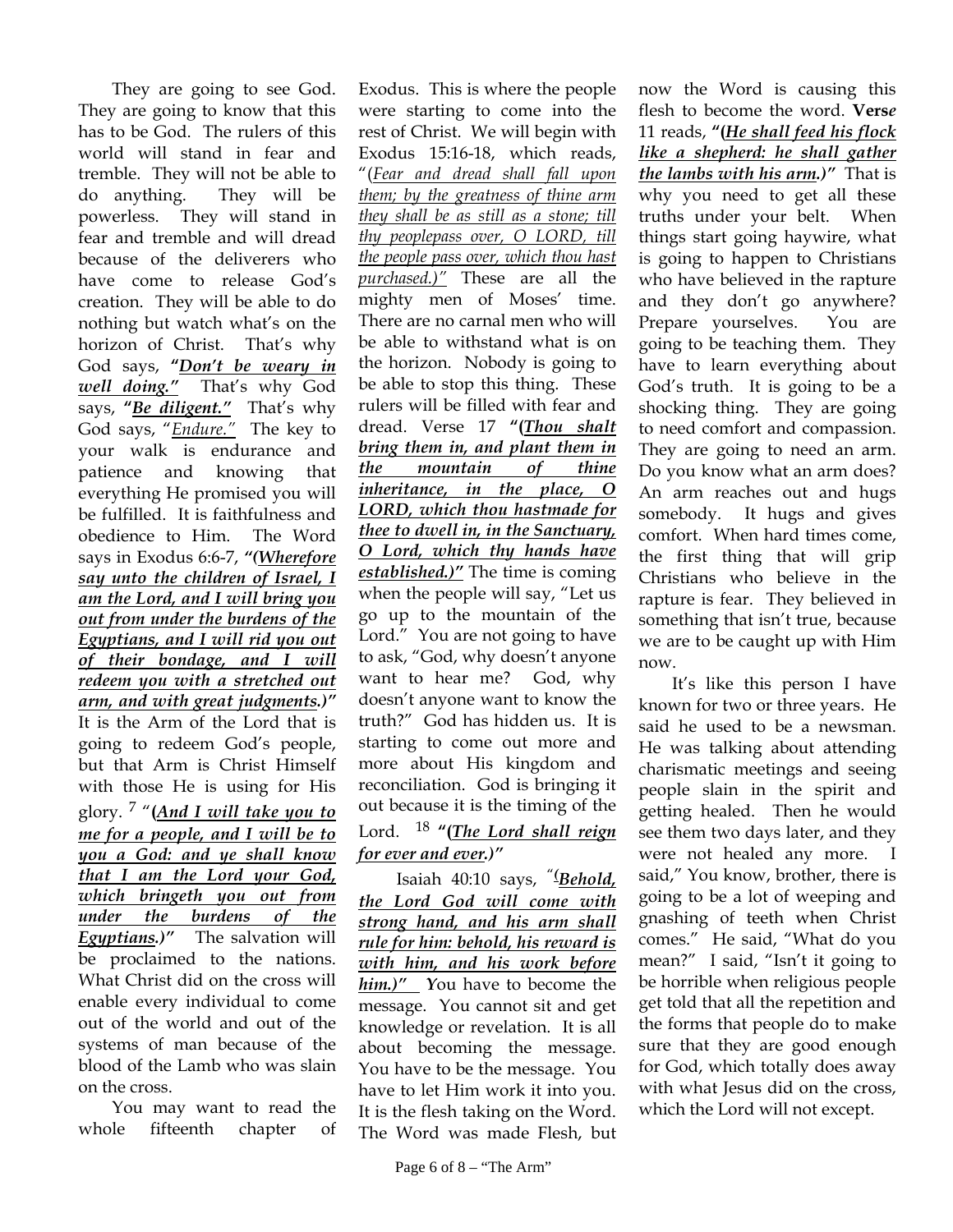They are going to see God. They are going to know that this has to be God. The rulers of this world will stand in fear and tremble. They will not be able to do anything. They will be powerless. They will stand in fear and tremble and will dread because of the deliverers who have come to release God's creation. They will be able to do nothing but watch what's on the horizon of Christ. That's why God says, ***"Don't be weary in well doing."*** That's why God says, ***"Be diligent."*** That's why God says, "*Endure.*" The key to your walk is endurance and patience and knowing that everything He promised you will be fulfilled. It is faithfulness and obedience to Him. The Word says in Exodus 6:6-7, ***"(Wherefore say unto the children of Israel, I am the Lord, and I will bring you out from under the burdens of the Egyptians, and I will rid you out of their bondage, and I will redeem you with a stretched out arm, and with great judgments.)"*** It is the Arm of the Lord that is going to redeem God's people, but that Arm is Christ Himself with those He is using for His glory. [7] "***(And I will take you to me for a people, and I will be to you a God: and ye shall know that I am the Lord your God, which bringeth you out from under the burdens of the Egyptians.)"*** The salvation will be proclaimed to the nations. What Christ did on the cross will enable every individual to come out of the world and out of the systems of man because of the blood of the Lamb who was slain on the cross.

You may want to read the whole fifteenth chapter of Exodus. This is where the people were starting to come into the rest of Christ. We will begin with Exodus 15:16-18, which reads, "(*Fear and dread shall fall upon them; by the greatness of thine arm they shall be as still as a stone; till thy peoplepass over, O LORD, till the people pass over, which thou hast purchased.)"* These are all the mighty men of Moses' time. There are no carnal men who will be able to withstand what is on the horizon. Nobody is going to be able to stop this thing. These rulers will be filled with fear and dread. Verse 17 ***"(Thou shalt bring them in, and plant them in the mountain of thine inheritance, in the place, O LORD, which thou hastmade for thee to dwell in, in the Sanctuary, O Lord, which thy hands have established.)"*** The time is coming when the people will say, "Let us go up to the mountain of the Lord." You are not going to have to ask, "God, why doesn't anyone want to hear me? God, why doesn't anyone want to know the truth?" God has hidden us. It is starting to come out more and more about His kingdom and reconciliation. God is bringing it out because it is the timing of the Lord. [18] ***"(The Lord shall reign for ever and ever.)"***

Isaiah 40:10 says, ***"(Behold, the Lord God will come with strong hand, and his arm shall rule for him: behold, his reward is with him, and his work before him.)"*** You have to become the message. You cannot sit and get knowledge or revelation. It is all about becoming the message. You have to be the message. You have to let Him work it into you. It is the flesh taking on the Word. The Word was made Flesh, but now the Word is causing this flesh to become the word. **Verse** 11 reads, ***"(He shall feed his flock like a shepherd: he shall gather the lambs with his arm.)"*** That is why you need to get all these truths under your belt. When things start going haywire, what is going to happen to Christians who have believed in the rapture and they don't go anywhere? Prepare yourselves. You are going to be teaching them. They have to learn everything about God's truth. It is going to be a shocking thing. They are going to need comfort and compassion. They are going to need an arm. Do you know what an arm does? An arm reaches out and hugs somebody. It hugs and gives comfort. When hard times come, the first thing that will grip Christians who believe in the rapture is fear. They believed in something that isn't true, because we are to be caught up with Him now.

It's like this person I have known for two or three years. He said he used to be a newsman. He was talking about attending charismatic meetings and seeing people slain in the spirit and getting healed. Then he would see them two days later, and they were not healed any more. I said," You know, brother, there is going to be a lot of weeping and gnashing of teeth when Christ comes." He said, "What do you mean?" I said, "Isn't it going to be horrible when religious people get told that all the repetition and the forms that people do to make sure that they are good enough for God, which totally does away with what Jesus did on the cross, which the Lord will not except.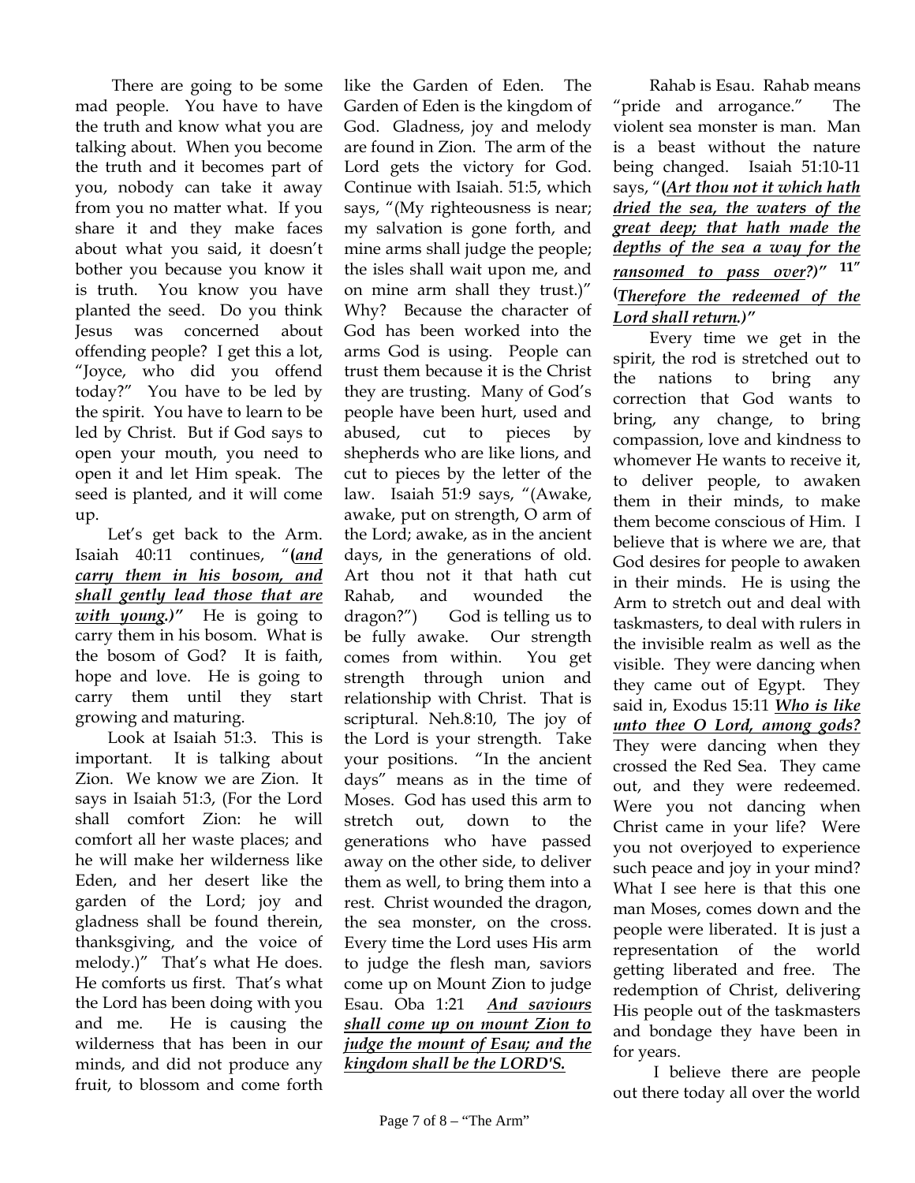There are going to be some mad people. You have to have the truth and know what you are talking about. When you become the truth and it becomes part of you, nobody can take it away from you no matter what. If you share it and they make faces about what you said, it doesn't bother you because you know it is truth. You know you have planted the seed. Do you think Jesus was concerned about offending people? I get this a lot, "Joyce, who did you offend today?" You have to be led by the spirit. You have to learn to be led by Christ. But if God says to open your mouth, you need to open it and let Him speak. The seed is planted, and it will come up.

Let's get back to the Arm. Isaiah 40:11 continues, "**(*and carry them in his bosom, and shall gently lead those that are with young.*)"** He is going to carry them in his bosom. What is the bosom of God? It is faith, hope and love. He is going to carry them until they start growing and maturing.

Look at Isaiah 51:3. This is important. It is talking about Zion. We know we are Zion. It says in Isaiah 51:3, (For the Lord shall comfort Zion: he will comfort all her waste places; and he will make her wilderness like Eden, and her desert like the garden of the Lord; joy and gladness shall be found therein, thanksgiving, and the voice of melody.)" That's what He does. He comforts us first. That's what the Lord has been doing with you and me. He is causing the wilderness that has been in our minds, and did not produce any fruit, to blossom and come forth like the Garden of Eden. The Garden of Eden is the kingdom of God. Gladness, joy and melody are found in Zion. The arm of the Lord gets the victory for God. Continue with Isaiah. 51:5, which says, "(My righteousness is near; my salvation is gone forth, and mine arms shall judge the people; the isles shall wait upon me, and on mine arm shall they trust.)" Why? Because the character of God has been worked into the arms God is using. People can trust them because it is the Christ they are trusting. Many of God's people have been hurt, used and abused, cut to pieces by shepherds who are like lions, and cut to pieces by the letter of the law. Isaiah 51:9 says, "(Awake, awake, put on strength, O arm of the Lord; awake, as in the ancient days, in the generations of old. Art thou not it that hath cut Rahab, and wounded the dragon?") God is telling us to be fully awake. Our strength comes from within. You get strength through union and relationship with Christ. That is scriptural. Neh.8:10, The joy of the Lord is your strength. Take your positions. "In the ancient days" means as in the time of Moses. God has used this arm to stretch out, down to the generations who have passed away on the other side, to deliver them as well, to bring them into a rest. Christ wounded the dragon, the sea monster, on the cross. Every time the Lord uses His arm to judge the flesh man, saviors come up on Mount Zion to judge Esau. Oba 1:21 ***And saviours shall come up on mount Zion to judge the mount of Esau; and the kingdom shall be the LORD'S.***

Rahab is Esau. Rahab means "pride and arrogance." The violent sea monster is man. Man is a beast without the nature being changed. Isaiah 51:10-11 says, "**(*Art thou not it which hath dried the sea, the waters of the great deep; that hath made the depths of the sea a way for the ransomed to pass over?*)" 11" (*Therefore the redeemed of the Lord shall return.*)"**

Every time we get in the spirit, the rod is stretched out to the nations to bring any correction that God wants to bring, any change, to bring compassion, love and kindness to whomever He wants to receive it, to deliver people, to awaken them in their minds, to make them become conscious of Him. I believe that is where we are, that God desires for people to awaken in their minds. He is using the Arm to stretch out and deal with taskmasters, to deal with rulers in the invisible realm as well as the visible. They were dancing when they came out of Egypt. They said in, Exodus 15:11 ***Who is like unto thee O Lord, among gods?*** They were dancing when they crossed the Red Sea. They came out, and they were redeemed. Were you not dancing when Christ came in your life? Were you not overjoyed to experience such peace and joy in your mind? What I see here is that this one man Moses, comes down and the people were liberated. It is just a representation of the world getting liberated and free. The redemption of Christ, delivering His people out of the taskmasters and bondage they have been in for years.

I believe there are people out there today all over the world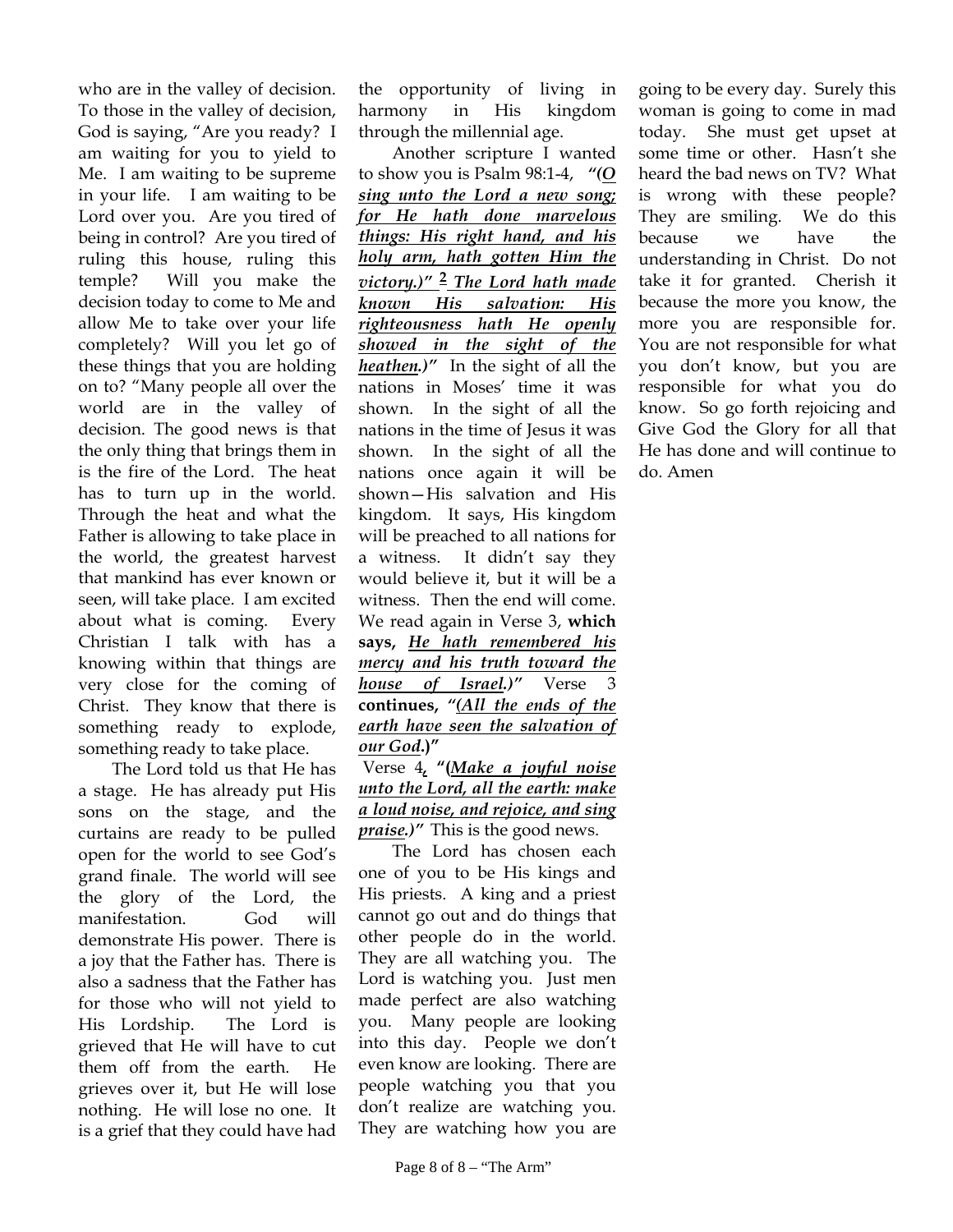who are in the valley of decision. To those in the valley of decision, God is saying, "Are you ready? I am waiting for you to yield to Me. I am waiting to be supreme in your life. I am waiting to be Lord over you. Are you tired of being in control? Are you tired of ruling this house, ruling this temple? Will you make the decision today to come to Me and allow Me to take over your life completely? Will you let go of these things that you are holding on to? "Many people all over the world are in the valley of decision. The good news is that the only thing that brings them in is the fire of the Lord. The heat has to turn up in the world. Through the heat and what the Father is allowing to take place in the world, the greatest harvest that mankind has ever known or seen, will take place. I am excited about what is coming. Every Christian I talk with has a knowing within that things are very close for the coming of Christ. They know that there is something ready to explode, something ready to take place.

The Lord told us that He has a stage. He has already put His sons on the stage, and the curtains are ready to be pulled open for the world to see God's grand finale. The world will see the glory of the Lord, the manifestation. God will demonstrate His power. There is a joy that the Father has. There is also a sadness that the Father has for those who will not yield to His Lordship. The Lord is grieved that He will have to cut them off from the earth. He grieves over it, but He will lose nothing. He will lose no one. It is a grief that they could have had the opportunity of living in harmony in His kingdom through the millennial age.

Another scripture I wanted to show you is Psalm 98:1-4, ***"(O sing unto the Lord a new song; for He hath done marvelous things: His right hand, and his holy arm, hath gotten Him the victory.)" 2 The Lord hath made known His salvation: His righteousness hath He openly showed in the sight of the heathen.)"*** In the sight of all the nations in Moses' time it was shown. In the sight of all the nations in the time of Jesus it was shown. In the sight of all the nations once again it will be shown—His salvation and His kingdom. It says, His kingdom will be preached to all nations for a witness. It didn't say they would believe it, but it will be a witness. Then the end will come. We read again in Verse 3, **which says,** ***He hath remembered his mercy and his truth toward the house of Israel.)"*** Verse 3 **continues, *"(All the ends of the earth have seen the salvation of our God.)"***

Verse 4, **"*(Make a joyful noise unto the Lord, all the earth: make a loud noise, and rejoice, and sing praise.)"*** This is the good news.

The Lord has chosen each one of you to be His kings and His priests. A king and a priest cannot go out and do things that other people do in the world. They are all watching you. The Lord is watching you. Just men made perfect are also watching you. Many people are looking into this day. People we don't even know are looking. There are people watching you that you don't realize are watching you. They are watching how you are going to be every day. Surely this woman is going to come in mad today. She must get upset at some time or other. Hasn't she heard the bad news on TV? What is wrong with these people? They are smiling. We do this because we have the understanding in Christ. Do not take it for granted. Cherish it because the more you know, the more you are responsible for. You are not responsible for what you don't know, but you are responsible for what you do know. So go forth rejoicing and Give God the Glory for all that He has done and will continue to do. Amen